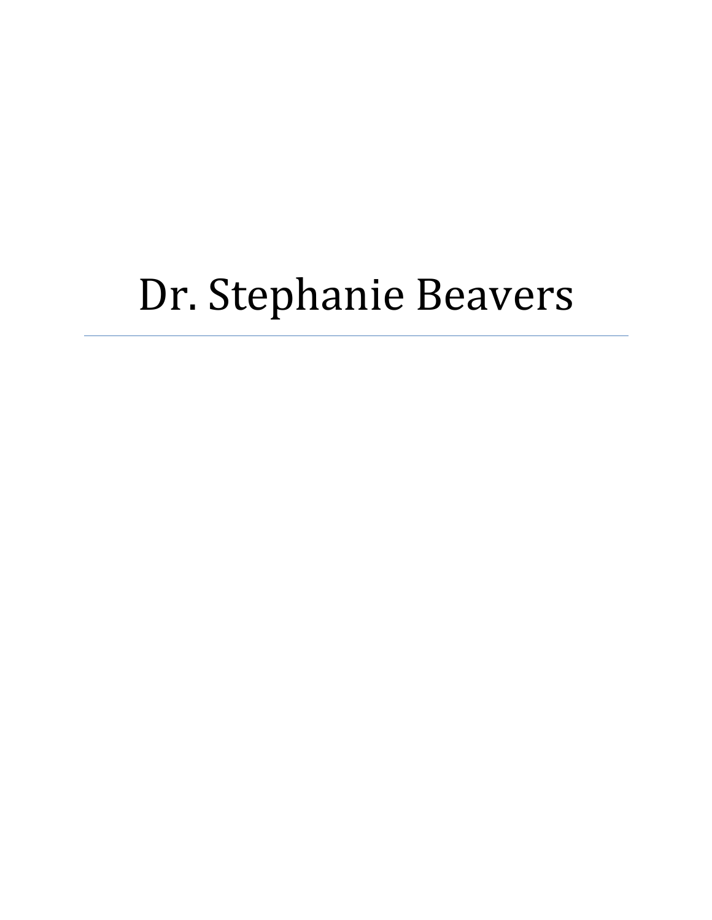# Dr. Stephanie Beavers

---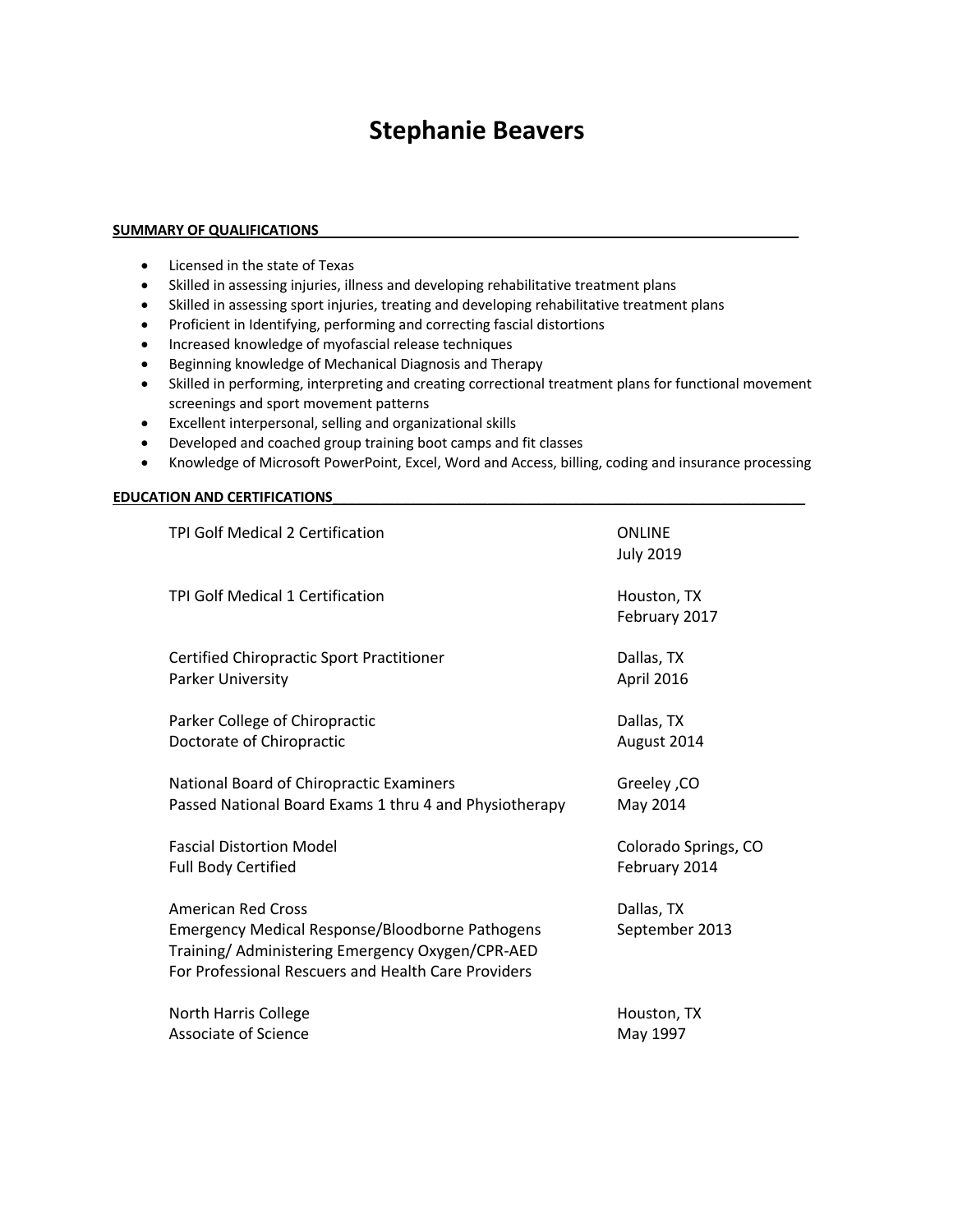# Stephanie Beavers

## SUMMARY OF QUALIFICATIONS

- Licensed in the state of Texas
- Skilled in assessing injuries, illness and developing rehabilitative treatment plans
- Skilled in assessing sport injuries, treating and developing rehabilitative treatment plans
- Proficient in Identifying, performing and correcting fascial distortions
- Increased knowledge of myofascial release techniques
- Beginning knowledge of Mechanical Diagnosis and Therapy
- Skilled in performing, interpreting and creating correctional treatment plans for functional movement screenings and sport movement patterns
- Excellent interpersonal, selling and organizational skills
- Developed and coached group training boot camps and fit classes
- Knowledge of Microsoft PowerPoint, Excel, Word and Access, billing, coding and insurance processing

## EDUCATION AND CERTIFICATIONS

TPI Golf Medical 2 Certification — ONLINE, July 2019

TPI Golf Medical 1 Certification — Houston, TX, February 2017

Certified Chiropractic Sport Practitioner, Parker University — Dallas, TX, April 2016

Parker College of Chiropractic, Doctorate of Chiropractic — Dallas, TX, August 2014

National Board of Chiropractic Examiners, Passed National Board Exams 1 thru 4 and Physiotherapy — Greeley ,CO, May 2014

Fascial Distortion Model, Full Body Certified — Colorado Springs, CO, February 2014

American Red Cross, Emergency Medical Response/Bloodborne Pathogens Training/ Administering Emergency Oxygen/CPR-AED For Professional Rescuers and Health Care Providers — Dallas, TX, September 2013

North Harris College, Associate of Science — Houston, TX, May 1997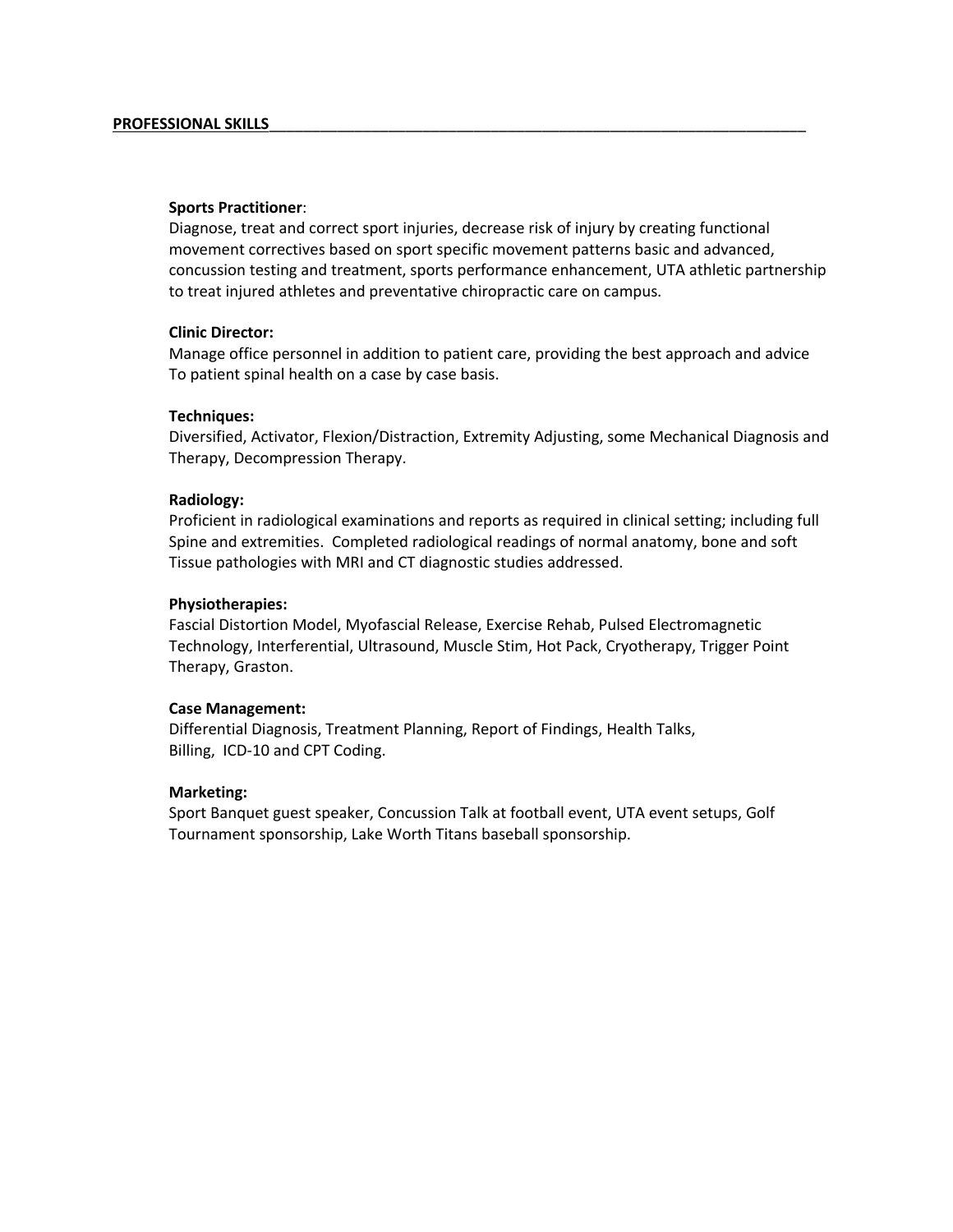## PROFESSIONAL SKILLS

**Sports Practitioner**:
Diagnose, treat and correct sport injuries, decrease risk of injury by creating functional movement correctives based on sport specific movement patterns basic and advanced, concussion testing and treatment, sports performance enhancement, UTA athletic partnership to treat injured athletes and preventative chiropractic care on campus.

**Clinic Director:**
Manage office personnel in addition to patient care, providing the best approach and advice To patient spinal health on a case by case basis.

**Techniques:**
Diversified, Activator, Flexion/Distraction, Extremity Adjusting, some Mechanical Diagnosis and Therapy, Decompression Therapy.

**Radiology:**
Proficient in radiological examinations and reports as required in clinical setting; including full Spine and extremities. Completed radiological readings of normal anatomy, bone and soft Tissue pathologies with MRI and CT diagnostic studies addressed.

**Physiotherapies:**
Fascial Distortion Model, Myofascial Release, Exercise Rehab, Pulsed Electromagnetic Technology, Interferential, Ultrasound, Muscle Stim, Hot Pack, Cryotherapy, Trigger Point Therapy, Graston.

**Case Management:**
Differential Diagnosis, Treatment Planning, Report of Findings, Health Talks, Billing, ICD-10 and CPT Coding.

**Marketing:**
Sport Banquet guest speaker, Concussion Talk at football event, UTA event setups, Golf Tournament sponsorship, Lake Worth Titans baseball sponsorship.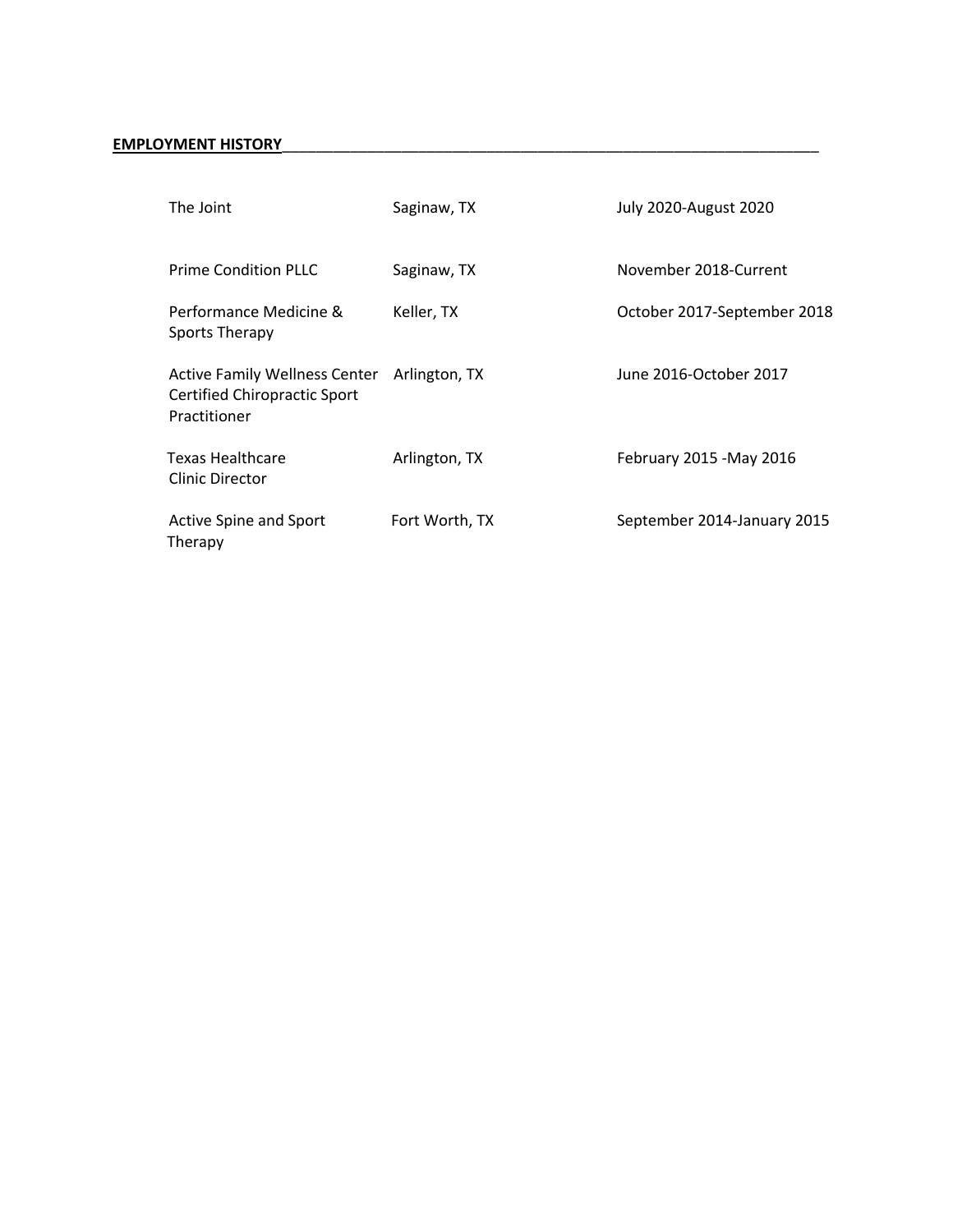## EMPLOYMENT HISTORY

| | | |
|---|---|---|
| The Joint | Saginaw, TX | July 2020-August 2020 |
| Prime Condition PLLC | Saginaw, TX | November 2018-Current |
| Performance Medicine & Sports Therapy | Keller, TX | October 2017-September 2018 |
| Active Family Wellness Center Certified Chiropractic Sport Practitioner | Arlington, TX | June 2016-October 2017 |
| Texas Healthcare Clinic Director | Arlington, TX | February 2015 -May 2016 |
| Active Spine and Sport Therapy | Fort Worth, TX | September 2014-January 2015 |